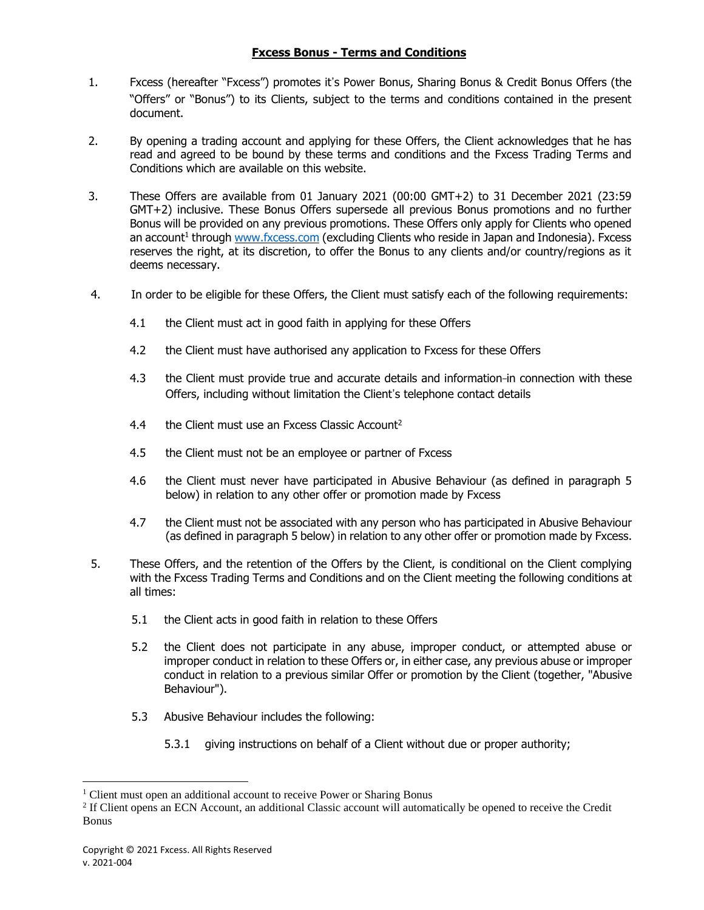# **Fxcess Bonus - Terms and Conditions**

1. Fxcess (hereafter "Fxcess") promotes it's Power Bonus, Sharing Bonus & Credit Bonus Offers (the "Offers" or "Bonus") to its Clients, subject to the terms and conditions contained in the present document.

2. By opening a trading account and applying for these Offers, the Client acknowledges that he has read and agreed to be bound by these terms and conditions and the Fxcess Trading Terms and Conditions which are available on this website.

3. These Offers are available from 01 January 2021 (00:00 GMT+2) to 31 December 2021 (23:59 GMT+2) inclusive. These Bonus Offers supersede all previous Bonus promotions and no further Bonus will be provided on any previous promotions. These Offers only apply for Clients who opened an account[1] through [www.fxcess.com](http://www.fxcess.com) (excluding Clients who reside in Japan and Indonesia). Fxcess reserves the right, at its discretion, to offer the Bonus to any clients and/or country/regions as it deems necessary.

4. In order to be eligible for these Offers, the Client must satisfy each of the following requirements:

   4.1 the Client must act in good faith in applying for these Offers

   4.2 the Client must have authorised any application to Fxcess for these Offers

   4.3 the Client must provide true and accurate details and information in connection with these Offers, including without limitation the Client's telephone contact details

   4.4 the Client must use an Fxcess Classic Account[2]

   4.5 the Client must not be an employee or partner of Fxcess

   4.6 the Client must never have participated in Abusive Behaviour (as defined in paragraph 5 below) in relation to any other offer or promotion made by Fxcess

   4.7 the Client must not be associated with any person who has participated in Abusive Behaviour (as defined in paragraph 5 below) in relation to any other offer or promotion made by Fxcess.

5. These Offers, and the retention of the Offers by the Client, is conditional on the Client complying with the Fxcess Trading Terms and Conditions and on the Client meeting the following conditions at all times:

   5.1 the Client acts in good faith in relation to these Offers

   5.2 the Client does not participate in any abuse, improper conduct, or attempted abuse or improper conduct in relation to these Offers or, in either case, any previous abuse or improper conduct in relation to a previous similar Offer or promotion by the Client (together, "Abusive Behaviour").

   5.3 Abusive Behaviour includes the following:

      5.3.1 giving instructions on behalf of a Client without due or proper authority;

---

[1] Client must open an additional account to receive Power or Sharing Bonus

[2] If Client opens an ECN Account, an additional Classic account will automatically be opened to receive the Credit Bonus

Copyright © 2021 Fxcess. All Rights Reserved
v. 2021-004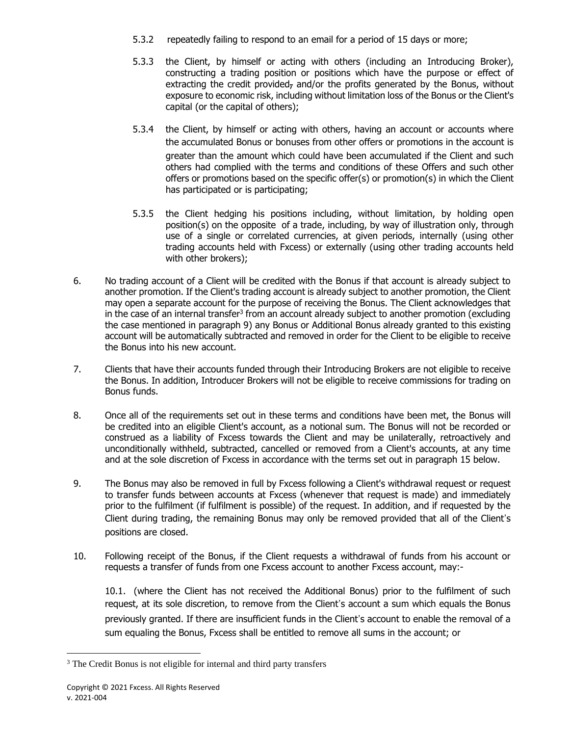5.3.2 repeatedly failing to respond to an email for a period of 15 days or more;

5.3.3 the Client, by himself or acting with others (including an Introducing Broker), constructing a trading position or positions which have the purpose or effect of extracting the credit provided, and/or the profits generated by the Bonus, without exposure to economic risk, including without limitation loss of the Bonus or the Client's capital (or the capital of others);

5.3.4 the Client, by himself or acting with others, having an account or accounts where the accumulated Bonus or bonuses from other offers or promotions in the account is greater than the amount which could have been accumulated if the Client and such others had complied with the terms and conditions of these Offers and such other offers or promotions based on the specific offer(s) or promotion(s) in which the Client has participated or is participating;

5.3.5 the Client hedging his positions including, without limitation, by holding open position(s) on the opposite of a trade, including, by way of illustration only, through use of a single or correlated currencies, at given periods, internally (using other trading accounts held with Fxcess) or externally (using other trading accounts held with other brokers);

6. No trading account of a Client will be credited with the Bonus if that account is already subject to another promotion. If the Client's trading account is already subject to another promotion, the Client may open a separate account for the purpose of receiving the Bonus. The Client acknowledges that in the case of an internal transfer[3] from an account already subject to another promotion (excluding the case mentioned in paragraph 9) any Bonus or Additional Bonus already granted to this existing account will be automatically subtracted and removed in order for the Client to be eligible to receive the Bonus into his new account.

7. Clients that have their accounts funded through their Introducing Brokers are not eligible to receive the Bonus. In addition, Introducer Brokers will not be eligible to receive commissions for trading on Bonus funds.

8. Once all of the requirements set out in these terms and conditions have been met, the Bonus will be credited into an eligible Client's account, as a notional sum. The Bonus will not be recorded or construed as a liability of Fxcess towards the Client and may be unilaterally, retroactively and unconditionally withheld, subtracted, cancelled or removed from a Client's accounts, at any time and at the sole discretion of Fxcess in accordance with the terms set out in paragraph 15 below.

9. The Bonus may also be removed in full by Fxcess following a Client's withdrawal request or request to transfer funds between accounts at Fxcess (whenever that request is made) and immediately prior to the fulfilment (if fulfilment is possible) of the request. In addition, and if requested by the Client during trading, the remaining Bonus may only be removed provided that all of the Client's positions are closed.

10. Following receipt of the Bonus, if the Client requests a withdrawal of funds from his account or requests a transfer of funds from one Fxcess account to another Fxcess account, may:-

10.1. (where the Client has not received the Additional Bonus) prior to the fulfilment of such request, at its sole discretion, to remove from the Client's account a sum which equals the Bonus previously granted. If there are insufficient funds in the Client's account to enable the removal of a sum equaling the Bonus, Fxcess shall be entitled to remove all sums in the account; or

[3] The Credit Bonus is not eligible for internal and third party transfers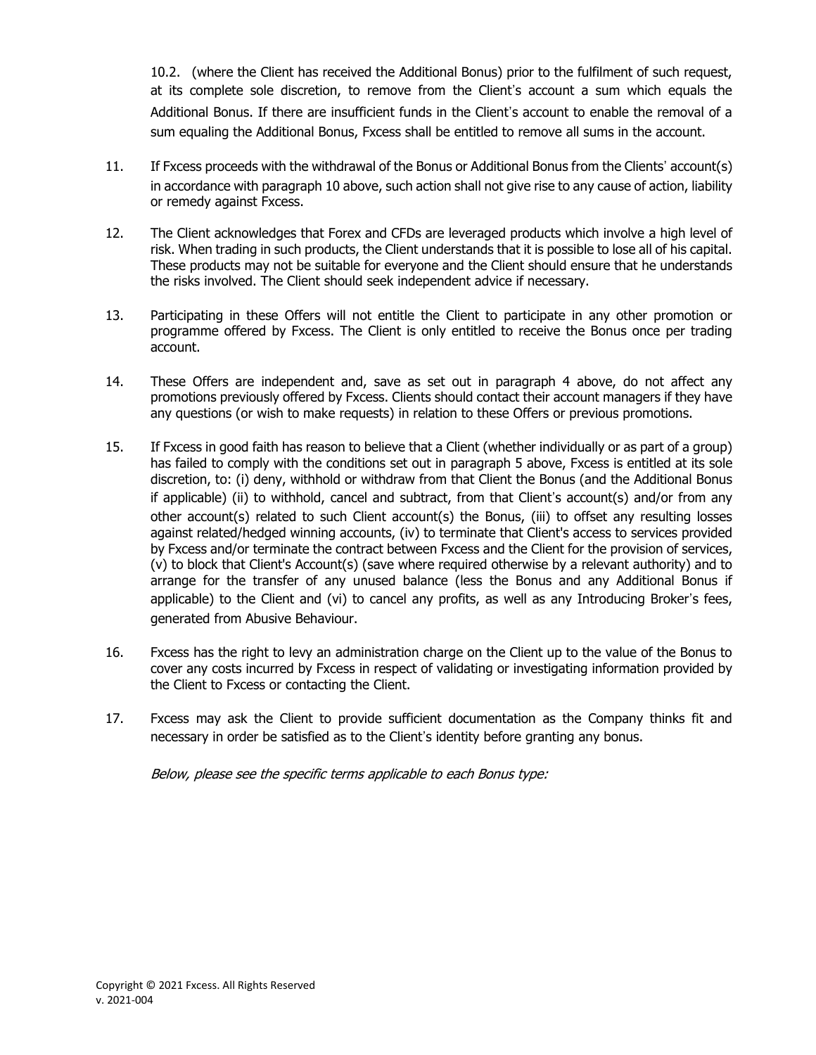10.2. (where the Client has received the Additional Bonus) prior to the fulfilment of such request, at its complete sole discretion, to remove from the Client's account a sum which equals the Additional Bonus. If there are insufficient funds in the Client's account to enable the removal of a sum equaling the Additional Bonus, Fxcess shall be entitled to remove all sums in the account.

11. If Fxcess proceeds with the withdrawal of the Bonus or Additional Bonus from the Clients' account(s) in accordance with paragraph 10 above, such action shall not give rise to any cause of action, liability or remedy against Fxcess.

12. The Client acknowledges that Forex and CFDs are leveraged products which involve a high level of risk. When trading in such products, the Client understands that it is possible to lose all of his capital. These products may not be suitable for everyone and the Client should ensure that he understands the risks involved. The Client should seek independent advice if necessary.

13. Participating in these Offers will not entitle the Client to participate in any other promotion or programme offered by Fxcess. The Client is only entitled to receive the Bonus once per trading account.

14. These Offers are independent and, save as set out in paragraph 4 above, do not affect any promotions previously offered by Fxcess. Clients should contact their account managers if they have any questions (or wish to make requests) in relation to these Offers or previous promotions.

15. If Fxcess in good faith has reason to believe that a Client (whether individually or as part of a group) has failed to comply with the conditions set out in paragraph 5 above, Fxcess is entitled at its sole discretion, to: (i) deny, withhold or withdraw from that Client the Bonus (and the Additional Bonus if applicable) (ii) to withhold, cancel and subtract, from that Client's account(s) and/or from any other account(s) related to such Client account(s) the Bonus, (iii) to offset any resulting losses against related/hedged winning accounts, (iv) to terminate that Client's access to services provided by Fxcess and/or terminate the contract between Fxcess and the Client for the provision of services, (v) to block that Client's Account(s) (save where required otherwise by a relevant authority) and to arrange for the transfer of any unused balance (less the Bonus and any Additional Bonus if applicable) to the Client and (vi) to cancel any profits, as well as any Introducing Broker's fees, generated from Abusive Behaviour.

16. Fxcess has the right to levy an administration charge on the Client up to the value of the Bonus to cover any costs incurred by Fxcess in respect of validating or investigating information provided by the Client to Fxcess or contacting the Client.

17. Fxcess may ask the Client to provide sufficient documentation as the Company thinks fit and necessary in order be satisfied as to the Client's identity before granting any bonus.

*Below, please see the specific terms applicable to each Bonus type:*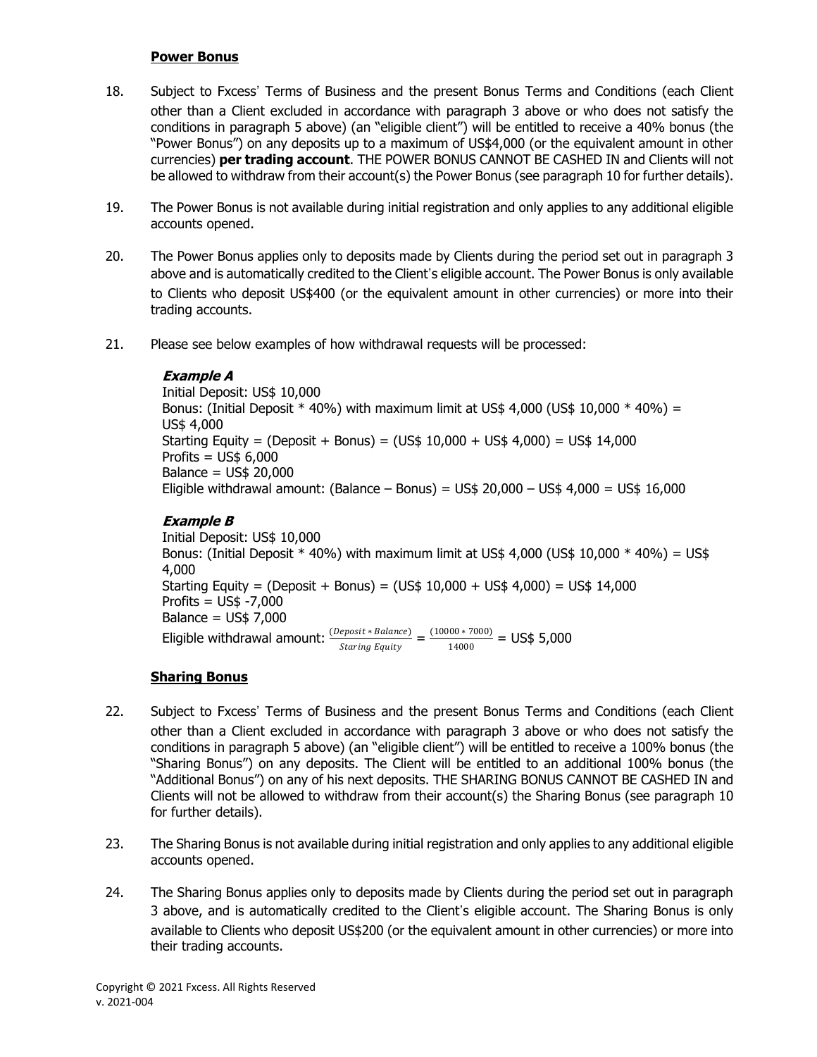**Power Bonus**

18. Subject to Fxcess' Terms of Business and the present Bonus Terms and Conditions (each Client other than a Client excluded in accordance with paragraph 3 above or who does not satisfy the conditions in paragraph 5 above) (an "eligible client") will be entitled to receive a 40% bonus (the "Power Bonus") on any deposits up to a maximum of US$4,000 (or the equivalent amount in other currencies) **per trading account**. THE POWER BONUS CANNOT BE CASHED IN and Clients will not be allowed to withdraw from their account(s) the Power Bonus (see paragraph 10 for further details).

19. The Power Bonus is not available during initial registration and only applies to any additional eligible accounts opened.

20. The Power Bonus applies only to deposits made by Clients during the period set out in paragraph 3 above and is automatically credited to the Client's eligible account. The Power Bonus is only available to Clients who deposit US$400 (or the equivalent amount in other currencies) or more into their trading accounts.

21. Please see below examples of how withdrawal requests will be processed:

***Example A***
Initial Deposit: US$ 10,000
Bonus: (Initial Deposit * 40%) with maximum limit at US$ 4,000 (US$ 10,000 * 40%) = US$ 4,000
Starting Equity = (Deposit + Bonus) = (US$ 10,000 + US$ 4,000) = US$ 14,000
Profits = US$ 6,000
Balance = US$ 20,000
Eligible withdrawal amount: (Balance – Bonus) = US$ 20,000 – US$ 4,000 = US$ 16,000

***Example B***
Initial Deposit: US$ 10,000
Bonus: (Initial Deposit * 40%) with maximum limit at US$ 4,000 (US$ 10,000 * 40%) = US$ 4,000
Starting Equity = (Deposit + Bonus) = (US$ 10,000 + US$ 4,000) = US$ 14,000
Profits = US$ -7,000
Balance = US$ 7,000
Eligible withdrawal amount: $\frac{(Deposit * Balance)}{Staring\ Equity} = \frac{(10000 * 7000)}{14000}$ = US$ 5,000

**Sharing Bonus**

22. Subject to Fxcess' Terms of Business and the present Bonus Terms and Conditions (each Client other than a Client excluded in accordance with paragraph 3 above or who does not satisfy the conditions in paragraph 5 above) (an "eligible client") will be entitled to receive a 100% bonus (the "Sharing Bonus") on any deposits. The Client will be entitled to an additional 100% bonus (the "Additional Bonus") on any of his next deposits. THE SHARING BONUS CANNOT BE CASHED IN and Clients will not be allowed to withdraw from their account(s) the Sharing Bonus (see paragraph 10 for further details).

23. The Sharing Bonus is not available during initial registration and only applies to any additional eligible accounts opened.

24. The Sharing Bonus applies only to deposits made by Clients during the period set out in paragraph 3 above, and is automatically credited to the Client's eligible account. The Sharing Bonus is only available to Clients who deposit US$200 (or the equivalent amount in other currencies) or more into their trading accounts.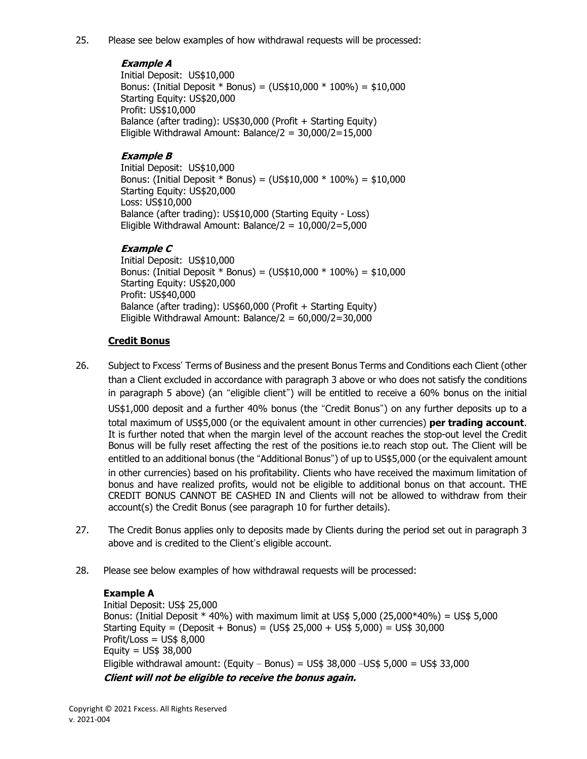25. Please see below examples of how withdrawal requests will be processed:

***Example A***
Initial Deposit: US$10,000
Bonus: (Initial Deposit * Bonus) = (US$10,000 * 100%) = $10,000
Starting Equity: US$20,000
Profit: US$10,000
Balance (after trading): US$30,000 (Profit + Starting Equity)
Eligible Withdrawal Amount: Balance/2 = 30,000/2=15,000

***Example B***
Initial Deposit: US$10,000
Bonus: (Initial Deposit * Bonus) = (US$10,000 * 100%) = $10,000
Starting Equity: US$20,000
Loss: US$10,000
Balance (after trading): US$10,000 (Starting Equity - Loss)
Eligible Withdrawal Amount: Balance/2 = 10,000/2=5,000

***Example C***
Initial Deposit: US$10,000
Bonus: (Initial Deposit * Bonus) = (US$10,000 * 100%) = $10,000
Starting Equity: US$20,000
Profit: US$40,000
Balance (after trading): US$60,000 (Profit + Starting Equity)
Eligible Withdrawal Amount: Balance/2 = 60,000/2=30,000

## Credit Bonus

26. Subject to Fxcess' Terms of Business and the present Bonus Terms and Conditions each Client (other than a Client excluded in accordance with paragraph 3 above or who does not satisfy the conditions in paragraph 5 above) (an "eligible client") will be entitled to receive a 60% bonus on the initial US$1,000 deposit and a further 40% bonus (the "Credit Bonus") on any further deposits up to a total maximum of US$5,000 (or the equivalent amount in other currencies) **per trading account**. It is further noted that when the margin level of the account reaches the stop-out level the Credit Bonus will be fully reset affecting the rest of the positions ie.to reach stop out. The Client will be entitled to an additional bonus (the "Additional Bonus") of up to US$5,000 (or the equivalent amount in other currencies) based on his profitability. Clients who have received the maximum limitation of bonus and have realized profits, would not be eligible to additional bonus on that account. THE CREDIT BONUS CANNOT BE CASHED IN and Clients will not be allowed to withdraw from their account(s) the Credit Bonus (see paragraph 10 for further details).

27. The Credit Bonus applies only to deposits made by Clients during the period set out in paragraph 3 above and is credited to the Client's eligible account.

28. Please see below examples of how withdrawal requests will be processed:

**Example A**
Initial Deposit: US$ 25,000
Bonus: (Initial Deposit * 40%) with maximum limit at US$ 5,000 (25,000*40%) = US$ 5,000
Starting Equity = (Deposit + Bonus) = (US$ 25,000 + US$ 5,000) = US$ 30,000
Profit/Loss = US$ 8,000
Equity = US$ 38,000
Eligible withdrawal amount: (Equity – Bonus) = US$ 38,000 –US$ 5,000 = US$ 33,000
***Client will not be eligible to receive the bonus again.***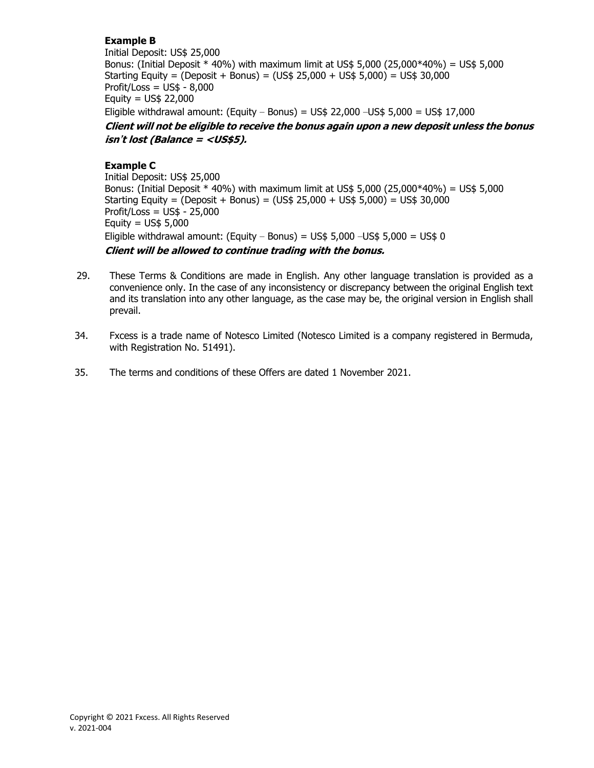**Example B**

Initial Deposit: US$ 25,000
Bonus: (Initial Deposit * 40%) with maximum limit at US$ 5,000 (25,000*40%) = US$ 5,000
Starting Equity = (Deposit + Bonus) = (US$ 25,000 + US$ 5,000) = US$ 30,000
Profit/Loss = US$ - 8,000
Equity = US$ 22,000
Eligible withdrawal amount: (Equity – Bonus) = US$ 22,000 –US$ 5,000 = US$ 17,000

***Client will not be eligible to receive the bonus again upon a new deposit unless the bonus isn't lost (Balance = <US$5).***

**Example C**

Initial Deposit: US$ 25,000
Bonus: (Initial Deposit * 40%) with maximum limit at US$ 5,000 (25,000*40%) = US$ 5,000
Starting Equity = (Deposit + Bonus) = (US$ 25,000 + US$ 5,000) = US$ 30,000
Profit/Loss = US$ - 25,000
Equity = US$ 5,000
Eligible withdrawal amount: (Equity – Bonus) = US$ 5,000 –US$ 5,000 = US$ 0

***Client will be allowed to continue trading with the bonus.***

29. These Terms & Conditions are made in English. Any other language translation is provided as a convenience only. In the case of any inconsistency or discrepancy between the original English text and its translation into any other language, as the case may be, the original version in English shall prevail.

34. Fxcess is a trade name of Notesco Limited (Notesco Limited is a company registered in Bermuda, with Registration No. 51491).

35. The terms and conditions of these Offers are dated 1 November 2021.